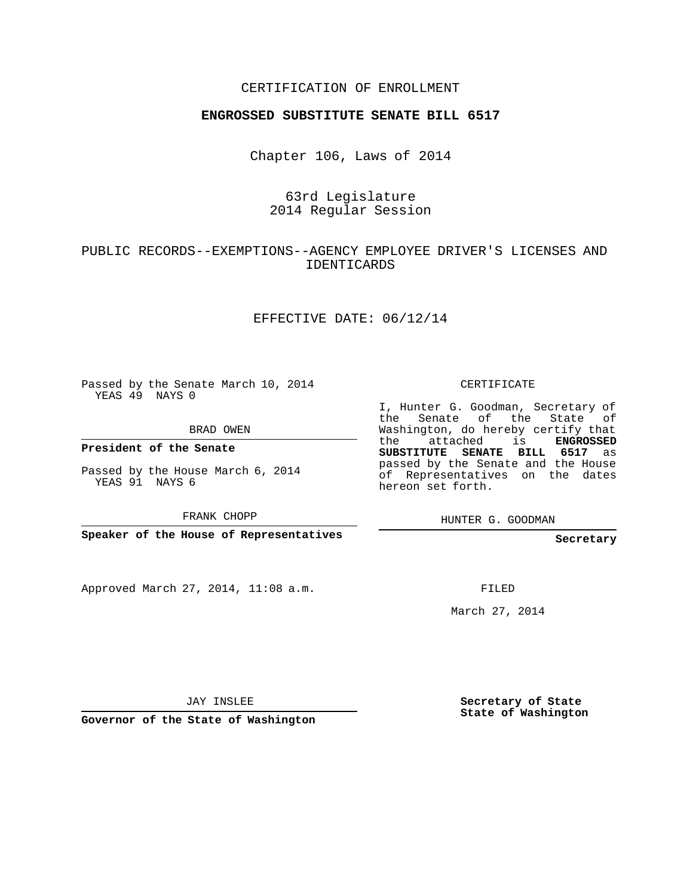CERTIFICATION OF ENROLLMENT

**ENGROSSED SUBSTITUTE SENATE BILL 6517**

Chapter 106, Laws of 2014

63rd Legislature
2014 Regular Session

PUBLIC RECORDS--EXEMPTIONS--AGENCY EMPLOYEE DRIVER'S LICENSES AND IDENTICARDS

EFFECTIVE DATE: 06/12/14

Passed by the Senate March 10, 2014
YEAS 49 NAYS 0

BRAD OWEN

**President of the Senate**

Passed by the House March 6, 2014
YEAS 91 NAYS 6

FRANK CHOPP

**Speaker of the House of Representatives**

Approved March 27, 2014, 11:08 a.m.

JAY INSLEE

**Governor of the State of Washington**

CERTIFICATE

I, Hunter G. Goodman, Secretary of the Senate of the State of Washington, do hereby certify that the attached is **ENGROSSED SUBSTITUTE SENATE BILL 6517** as passed by the Senate and the House of Representatives on the dates hereon set forth.

HUNTER G. GOODMAN

**Secretary**

FILED

March 27, 2014

**Secretary of State**
**State of Washington**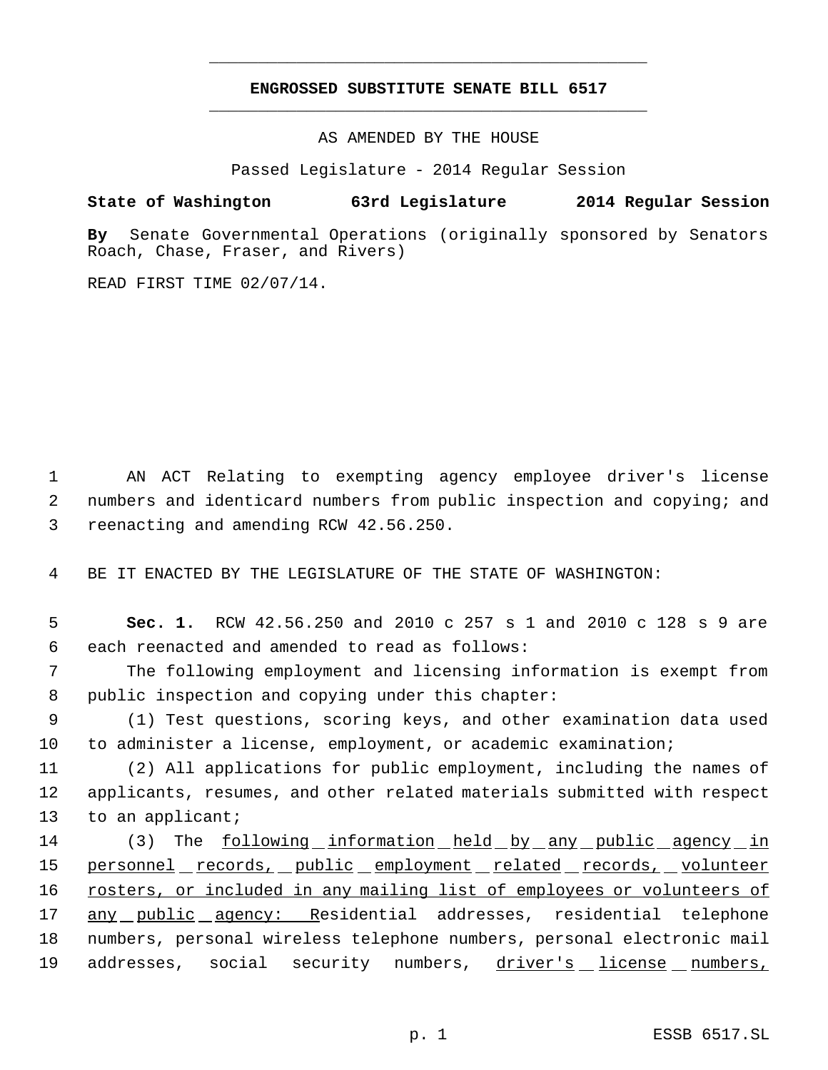# ENGROSSED SUBSTITUTE SENATE BILL 6517

AS AMENDED BY THE HOUSE

Passed Legislature - 2014 Regular Session

**State of Washington 63rd Legislature 2014 Regular Session**

**By** Senate Governmental Operations (originally sponsored by Senators Roach, Chase, Fraser, and Rivers)

READ FIRST TIME 02/07/14.

AN ACT Relating to exempting agency employee driver's license numbers and identicard numbers from public inspection and copying; and reenacting and amending RCW 42.56.250.

BE IT ENACTED BY THE LEGISLATURE OF THE STATE OF WASHINGTON:

**Sec. 1.** RCW 42.56.250 and 2010 c 257 s 1 and 2010 c 128 s 9 are each reenacted and amended to read as follows:

The following employment and licensing information is exempt from public inspection and copying under this chapter:

(1) Test questions, scoring keys, and other examination data used to administer a license, employment, or academic examination;

(2) All applications for public employment, including the names of applicants, resumes, and other related materials submitted with respect to an applicant;

(3) The following information held by any public agency in personnel records, public employment related records, volunteer rosters, or included in any mailing list of employees or volunteers of any public agency: Residential addresses, residential telephone numbers, personal wireless telephone numbers, personal electronic mail addresses, social security numbers, driver's license numbers,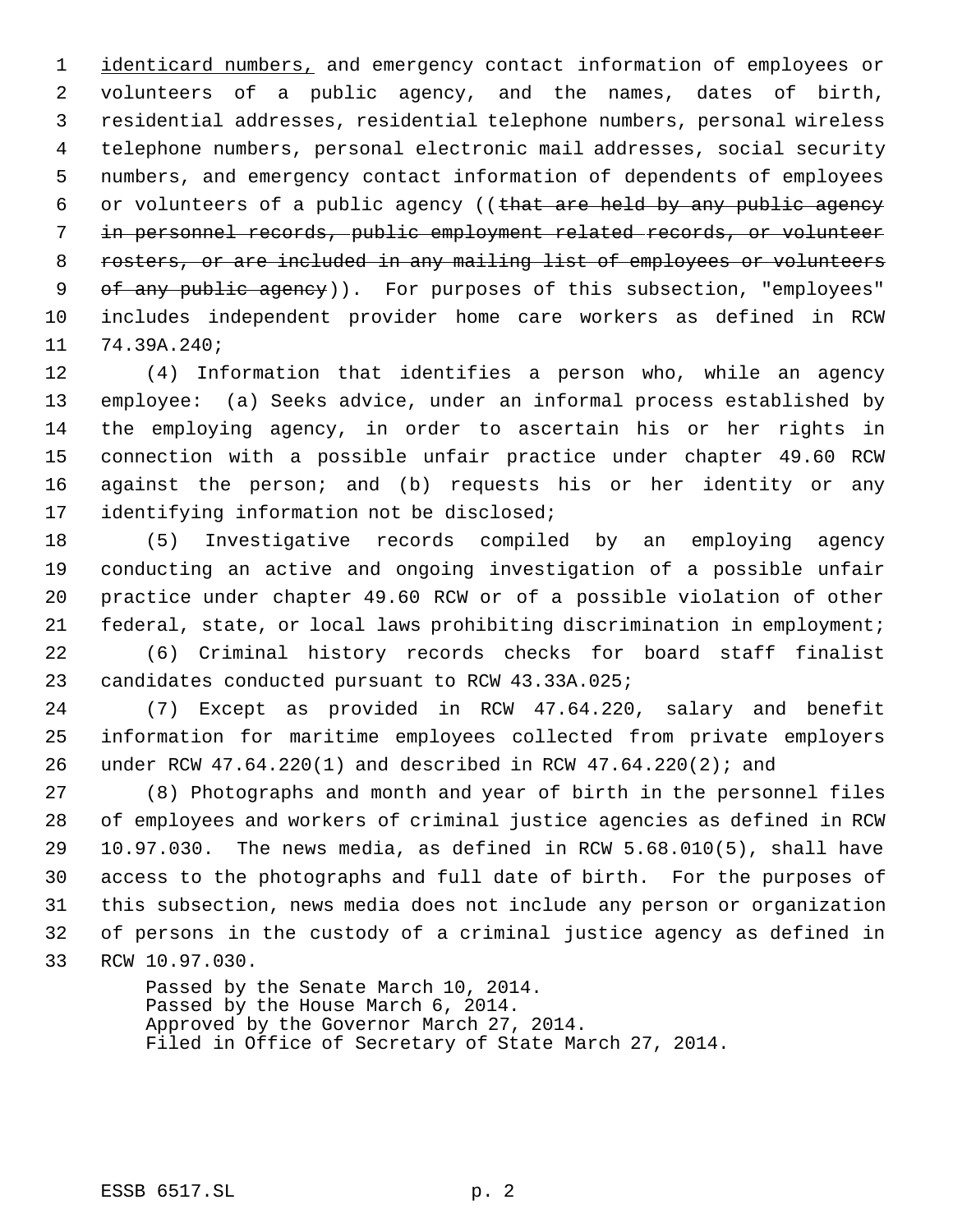identicard numbers, and emergency contact information of employees or volunteers of a public agency, and the names, dates of birth, residential addresses, residential telephone numbers, personal wireless telephone numbers, personal electronic mail addresses, social security numbers, and emergency contact information of dependents of employees or volunteers of a public agency ((~~that are held by any public agency in personnel records, public employment related records, or volunteer rosters, or are included in any mailing list of employees or volunteers of any public agency~~)). For purposes of this subsection, "employees" includes independent provider home care workers as defined in RCW 74.39A.240;

(4) Information that identifies a person who, while an agency employee: (a) Seeks advice, under an informal process established by the employing agency, in order to ascertain his or her rights in connection with a possible unfair practice under chapter 49.60 RCW against the person; and (b) requests his or her identity or any identifying information not be disclosed;

(5) Investigative records compiled by an employing agency conducting an active and ongoing investigation of a possible unfair practice under chapter 49.60 RCW or of a possible violation of other federal, state, or local laws prohibiting discrimination in employment;

(6) Criminal history records checks for board staff finalist candidates conducted pursuant to RCW 43.33A.025;

(7) Except as provided in RCW 47.64.220, salary and benefit information for maritime employees collected from private employers under RCW 47.64.220(1) and described in RCW 47.64.220(2); and

(8) Photographs and month and year of birth in the personnel files of employees and workers of criminal justice agencies as defined in RCW 10.97.030. The news media, as defined in RCW 5.68.010(5), shall have access to the photographs and full date of birth. For the purposes of this subsection, news media does not include any person or organization of persons in the custody of a criminal justice agency as defined in RCW 10.97.030.

Passed by the Senate March 10, 2014.
Passed by the House March 6, 2014.
Approved by the Governor March 27, 2014.
Filed in Office of Secretary of State March 27, 2014.